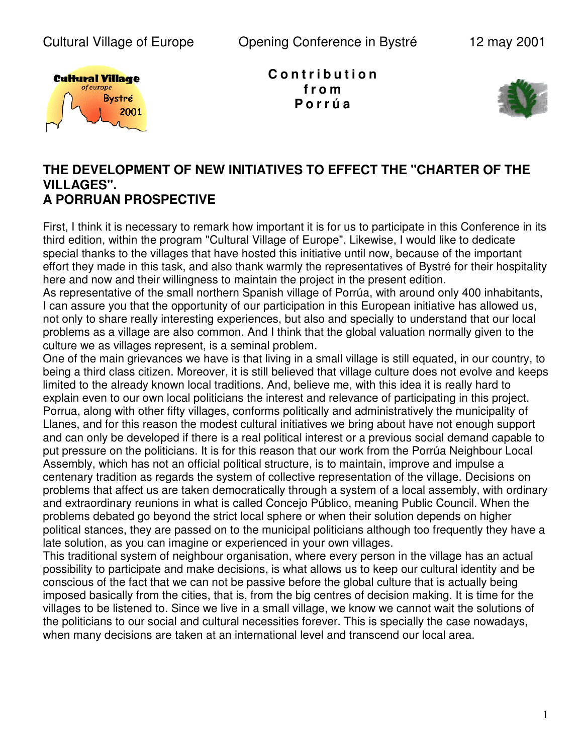**Contribution from Porrúa**

# THE DEVELOPMENT OF NEW INITIATIVES TO EFFECT THE "CHARTER OF THE VILLAGES". A PORRUAN PROSPECTIVE

First, I think it is necessary to remark how important it is for us to participate in this Conference in its third edition, within the program "Cultural Village of Europe". Likewise, I would like to dedicate special thanks to the villages that have hosted this initiative until now, because of the important effort they made in this task, and also thank warmly the representatives of Bystré for their hospitality here and now and their willingness to maintain the project in the present edition.

As representative of the small northern Spanish village of Porrúa, with around only 400 inhabitants, I can assure you that the opportunity of our participation in this European initiative has allowed us, not only to share really interesting experiences, but also and specially to understand that our local problems as a village are also common. And I think that the global valuation normally given to the culture we as villages represent, is a seminal problem.

One of the main grievances we have is that living in a small village is still equated, in our country, to being a third class citizen. Moreover, it is still believed that village culture does not evolve and keeps limited to the already known local traditions. And, believe me, with this idea it is really hard to explain even to our own local politicians the interest and relevance of participating in this project. Porrua, along with other fifty villages, conforms politically and administratively the municipality of Llanes, and for this reason the modest cultural initiatives we bring about have not enough support and can only be developed if there is a real political interest or a previous social demand capable to put pressure on the politicians. It is for this reason that our work from the Porrúa Neighbour Local Assembly, which has not an official political structure, is to maintain, improve and impulse a centenary tradition as regards the system of collective representation of the village. Decisions on problems that affect us are taken democratically through a system of a local assembly, with ordinary and extraordinary reunions in what is called Concejo Público, meaning Public Council. When the problems debated go beyond the strict local sphere or when their solution depends on higher political stances, they are passed on to the municipal politicians although too frequently they have a late solution, as you can imagine or experienced in your own villages.

This traditional system of neighbour organisation, where every person in the village has an actual possibility to participate and make decisions, is what allows us to keep our cultural identity and be conscious of the fact that we can not be passive before the global culture that is actually being imposed basically from the cities, that is, from the big centres of decision making. It is time for the villages to be listened to. Since we live in a small village, we know we cannot wait the solutions of the politicians to our social and cultural necessities forever. This is specially the case nowadays, when many decisions are taken at an international level and transcend our local area.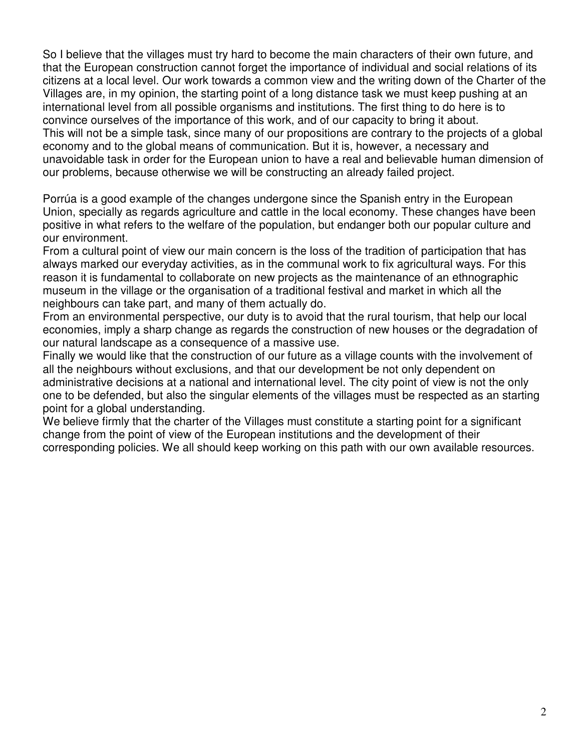So I believe that the villages must try hard to become the main characters of their own future, and that the European construction cannot forget the importance of individual and social relations of its citizens at a local level. Our work towards a common view and the writing down of the Charter of the Villages are, in my opinion, the starting point of a long distance task we must keep pushing at an international level from all possible organisms and institutions. The first thing to do here is to convince ourselves of the importance of this work, and of our capacity to bring it about.
This will not be a simple task, since many of our propositions are contrary to the projects of a global economy and to the global means of communication. But it is, however, a necessary and unavoidable task in order for the European union to have a real and believable human dimension of our problems, because otherwise we will be constructing an already failed project.

Porrúa is a good example of the changes undergone since the Spanish entry in the European Union, specially as regards agriculture and cattle in the local economy. These changes have been positive in what refers to the welfare of the population, but endanger both our popular culture and our environment.
From a cultural point of view our main concern is the loss of the tradition of participation that has always marked our everyday activities, as in the communal work to fix agricultural ways. For this reason it is fundamental to collaborate on new projects as the maintenance of an ethnographic museum in the village or the organisation of a traditional festival and market in which all the neighbours can take part, and many of them actually do.
From an environmental perspective, our duty is to avoid that the rural tourism, that help our local economies, imply a sharp change as regards the construction of new houses or the degradation of our natural landscape as a consequence of a massive use.
Finally we would like that the construction of our future as a village counts with the involvement of all the neighbours without exclusions, and that our development be not only dependent on administrative decisions at a national and international level. The city point of view is not the only one to be defended, but also the singular elements of the villages must be respected as an starting point for a global understanding.
We believe firmly that the charter of the Villages must constitute a starting point for a significant change from the point of view of the European institutions and the development of their corresponding policies. We all should keep working on this path with our own available resources.